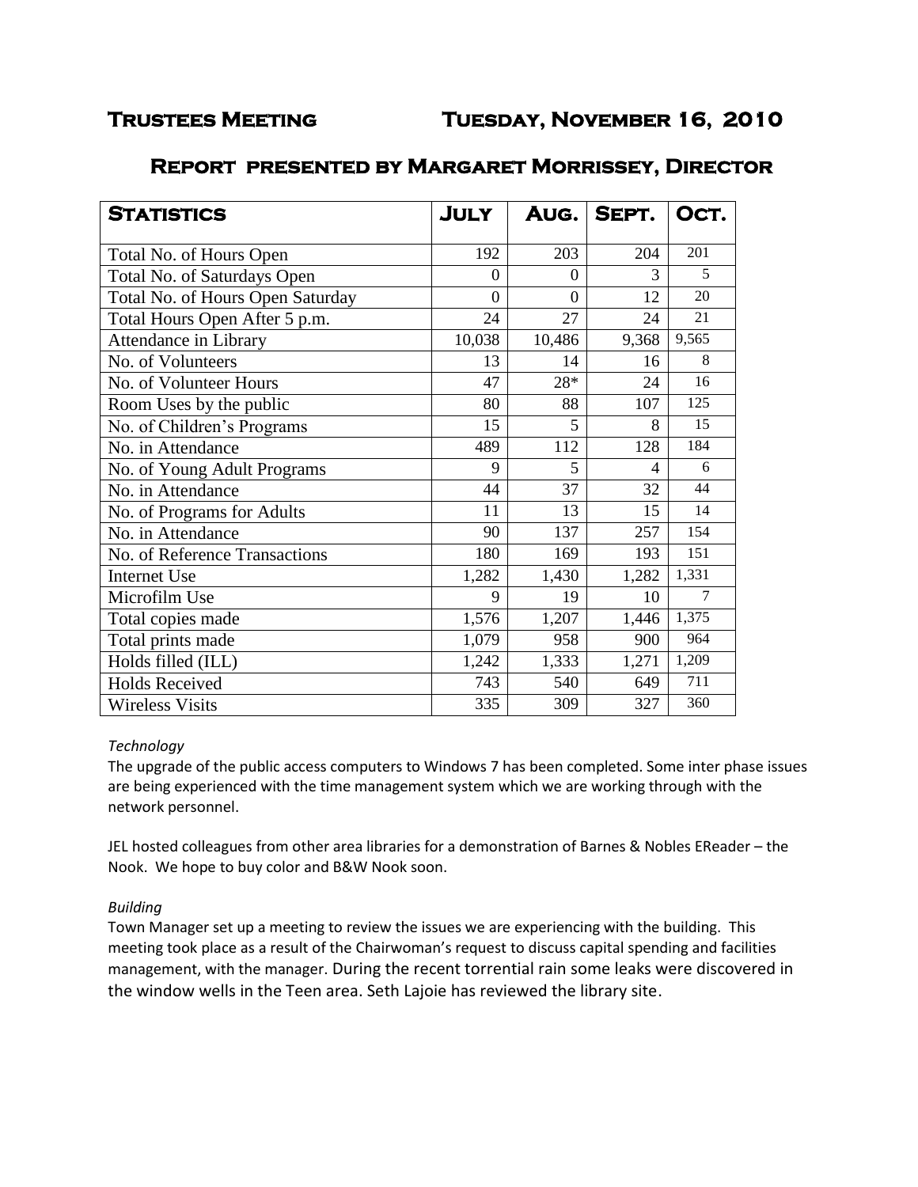# Trustees Meeting Tuesday, November 16, 2010

## Report presented by Margaret Morrissey, Director

| Statistics | July | Aug. | Sept. | Oct. |
|---|---|---|---|---|
| Total No. of Hours Open | 192 | 203 | 204 | 201 |
| Total No. of Saturdays Open | 0 | 0 | 3 | 5 |
| Total No. of Hours Open Saturday | 0 | 0 | 12 | 20 |
| Total Hours Open After 5 p.m. | 24 | 27 | 24 | 21 |
| Attendance in Library | 10,038 | 10,486 | 9,368 | 9,565 |
| No. of Volunteers | 13 | 14 | 16 | 8 |
| No. of Volunteer Hours | 47 | 28* | 24 | 16 |
| Room Uses by the public | 80 | 88 | 107 | 125 |
| No. of Children's Programs | 15 | 5 | 8 | 15 |
| No. in Attendance | 489 | 112 | 128 | 184 |
| No. of Young Adult Programs | 9 | 5 | 4 | 6 |
| No. in Attendance | 44 | 37 | 32 | 44 |
| No. of Programs for Adults | 11 | 13 | 15 | 14 |
| No. in Attendance | 90 | 137 | 257 | 154 |
| No. of Reference Transactions | 180 | 169 | 193 | 151 |
| Internet Use | 1,282 | 1,430 | 1,282 | 1,331 |
| Microfilm Use | 9 | 19 | 10 | 7 |
| Total copies made | 1,576 | 1,207 | 1,446 | 1,375 |
| Total prints made | 1,079 | 958 | 900 | 964 |
| Holds filled (ILL) | 1,242 | 1,333 | 1,271 | 1,209 |
| Holds Received | 743 | 540 | 649 | 711 |
| Wireless Visits | 335 | 309 | 327 | 360 |

*Technology*

The upgrade of the public access computers to Windows 7 has been completed. Some inter phase issues are being experienced with the time management system which we are working through with the network personnel.

JEL hosted colleagues from other area libraries for a demonstration of Barnes & Nobles EReader – the Nook. We hope to buy color and B&W Nook soon.

*Building*

Town Manager set up a meeting to review the issues we are experiencing with the building. This meeting took place as a result of the Chairwoman's request to discuss capital spending and facilities management, with the manager. During the recent torrential rain some leaks were discovered in the window wells in the Teen area. Seth Lajoie has reviewed the library site.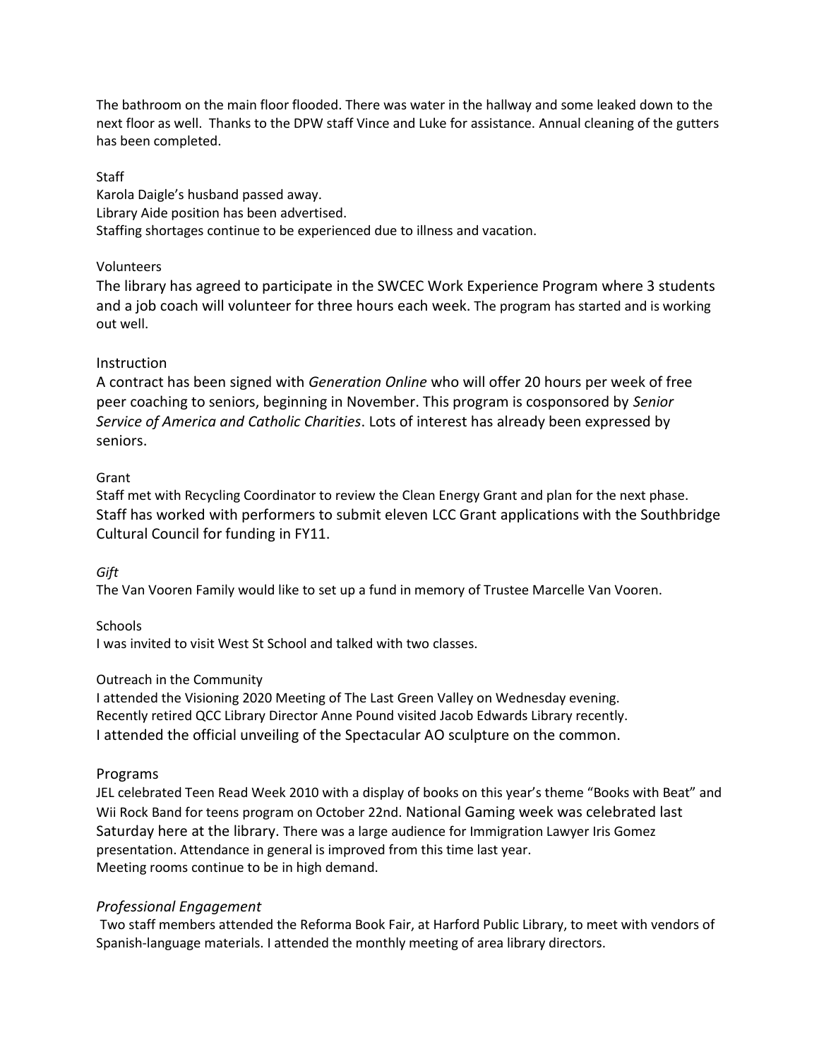The bathroom on the main floor flooded. There was water in the hallway and some leaked down to the next floor as well. Thanks to the DPW staff Vince and Luke for assistance. Annual cleaning of the gutters has been completed.

### Staff

Karola Daigle's husband passed away.
Library Aide position has been advertised.
Staffing shortages continue to be experienced due to illness and vacation.

### Volunteers

The library has agreed to participate in the SWCEC Work Experience Program where 3 students and a job coach will volunteer for three hours each week. The program has started and is working out well.

### Instruction

A contract has been signed with *Generation Online* who will offer 20 hours per week of free peer coaching to seniors, beginning in November. This program is cosponsored by *Senior Service of America and Catholic Charities*. Lots of interest has already been expressed by seniors.

### Grant

Staff met with Recycling Coordinator to review the Clean Energy Grant and plan for the next phase. Staff has worked with performers to submit eleven LCC Grant applications with the Southbridge Cultural Council for funding in FY11.

### *Gift*

The Van Vooren Family would like to set up a fund in memory of Trustee Marcelle Van Vooren.

### Schools

I was invited to visit West St School and talked with two classes.

### Outreach in the Community

I attended the Visioning 2020 Meeting of The Last Green Valley on Wednesday evening.
Recently retired QCC Library Director Anne Pound visited Jacob Edwards Library recently.
I attended the official unveiling of the Spectacular AO sculpture on the common.

### Programs

JEL celebrated Teen Read Week 2010 with a display of books on this year's theme "Books with Beat" and Wii Rock Band for teens program on October 22nd. National Gaming week was celebrated last Saturday here at the library. There was a large audience for Immigration Lawyer Iris Gomez presentation. Attendance in general is improved from this time last year.
Meeting rooms continue to be in high demand.

### *Professional Engagement*

Two staff members attended the Reforma Book Fair, at Harford Public Library, to meet with vendors of Spanish-language materials. I attended the monthly meeting of area library directors.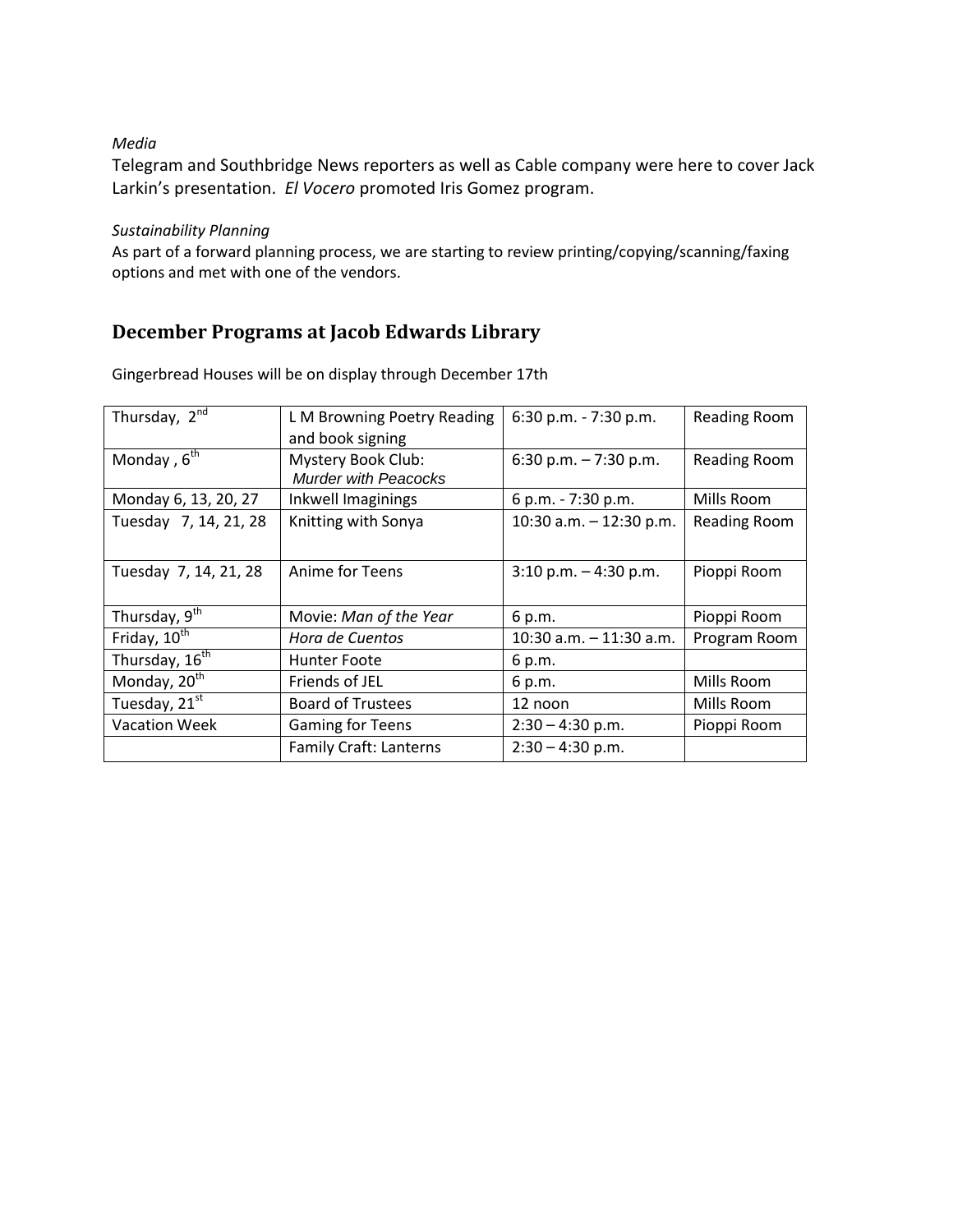*Media*

Telegram and Southbridge News reporters as well as Cable company were here to cover Jack Larkin's presentation. *El Vocero* promoted Iris Gomez program.

*Sustainability Planning*

As part of a forward planning process, we are starting to review printing/copying/scanning/faxing options and met with one of the vendors.

## December Programs at Jacob Edwards Library

Gingerbread Houses will be on display through December 17th

| | | | |
|---|---|---|---|
| Thursday, 2nd | L M Browning Poetry Reading and book signing | 6:30 p.m. - 7:30 p.m. | Reading Room |
| Monday , 6th | Mystery Book Club: *Murder with Peacocks* | 6:30 p.m. – 7:30 p.m. | Reading Room |
| Monday 6, 13, 20, 27 | Inkwell Imaginings | 6 p.m. - 7:30 p.m. | Mills Room |
| Tuesday 7, 14, 21, 28 | Knitting with Sonya | 10:30 a.m. – 12:30 p.m. | Reading Room |
| Tuesday 7, 14, 21, 28 | Anime for Teens | 3:10 p.m. – 4:30 p.m. | Pioppi Room |
| Thursday, 9th | Movie: *Man of the Year* | 6 p.m. | Pioppi Room |
| Friday, 10th | *Hora de Cuentos* | 10:30 a.m. – 11:30 a.m. | Program Room |
| Thursday, 16th | Hunter Foote | 6 p.m. | |
| Monday, 20th | Friends of JEL | 6 p.m. | Mills Room |
| Tuesday, 21st | Board of Trustees | 12 noon | Mills Room |
| Vacation Week | Gaming for Teens | 2:30 – 4:30 p.m. | Pioppi Room |
| | Family Craft: Lanterns | 2:30 – 4:30 p.m. | |